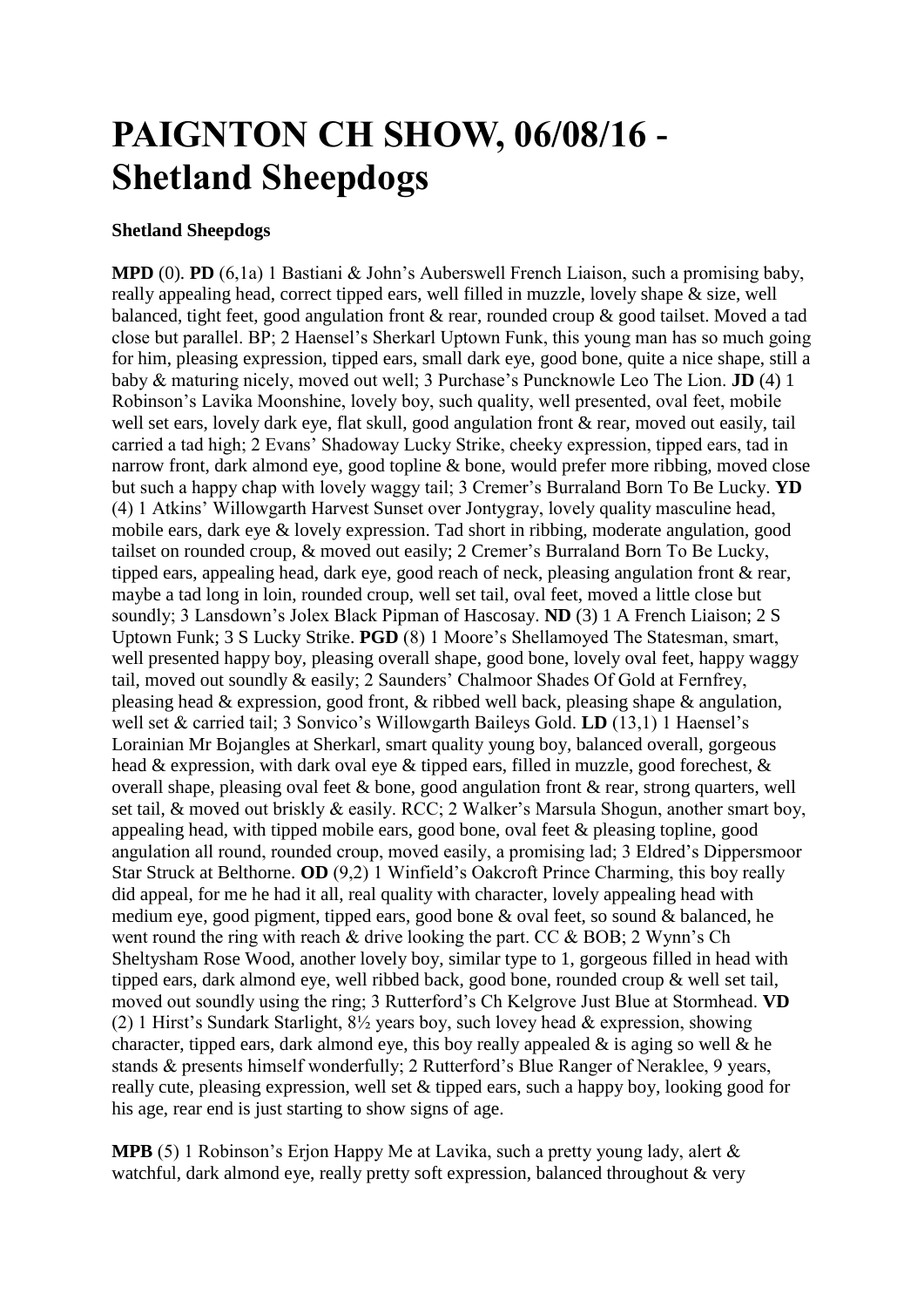# PAIGNTON CH SHOW, 06/08/16 - Shetland Sheepdogs

**Shetland Sheepdogs**

**MPD** (0). **PD** (6,1a) 1 Bastiani & John's Auberswell French Liaison, such a promising baby, really appealing head, correct tipped ears, well filled in muzzle, lovely shape & size, well balanced, tight feet, good angulation front & rear, rounded croup & good tailset. Moved a tad close but parallel. BP; 2 Haensel's Sherkarl Uptown Funk, this young man has so much going for him, pleasing expression, tipped ears, small dark eye, good bone, quite a nice shape, still a baby & maturing nicely, moved out well; 3 Purchase's Puncknowle Leo The Lion. **JD** (4) 1 Robinson's Lavika Moonshine, lovely boy, such quality, well presented, oval feet, mobile well set ears, lovely dark eye, flat skull, good angulation front & rear, moved out easily, tail carried a tad high; 2 Evans' Shadoway Lucky Strike, cheeky expression, tipped ears, tad in narrow front, dark almond eye, good topline & bone, would prefer more ribbing, moved close but such a happy chap with lovely waggy tail; 3 Cremer's Burraland Born To Be Lucky. **YD** (4) 1 Atkins' Willowgarth Harvest Sunset over Jontygray, lovely quality masculine head, mobile ears, dark eye & lovely expression. Tad short in ribbing, moderate angulation, good tailset on rounded croup, & moved out easily; 2 Cremer's Burraland Born To Be Lucky, tipped ears, appealing head, dark eye, good reach of neck, pleasing angulation front & rear, maybe a tad long in loin, rounded croup, well set tail, oval feet, moved a little close but soundly; 3 Lansdown's Jolex Black Pipman of Hascosay. **ND** (3) 1 A French Liaison; 2 S Uptown Funk; 3 S Lucky Strike. **PGD** (8) 1 Moore's Shellamoyed The Statesman, smart, well presented happy boy, pleasing overall shape, good bone, lovely oval feet, happy waggy tail, moved out soundly & easily; 2 Saunders' Chalmoor Shades Of Gold at Fernfrey, pleasing head & expression, good front, & ribbed well back, pleasing shape & angulation, well set & carried tail; 3 Sonvico's Willowgarth Baileys Gold. **LD** (13,1) 1 Haensel's Lorainian Mr Bojangles at Sherkarl, smart quality young boy, balanced overall, gorgeous head & expression, with dark oval eye & tipped ears, filled in muzzle, good forechest, & overall shape, pleasing oval feet & bone, good angulation front & rear, strong quarters, well set tail, & moved out briskly & easily. RCC; 2 Walker's Marsula Shogun, another smart boy, appealing head, with tipped mobile ears, good bone, oval feet & pleasing topline, good angulation all round, rounded croup, moved easily, a promising lad; 3 Eldred's Dippersmoor Star Struck at Belthorne. **OD** (9,2) 1 Winfield's Oakcroft Prince Charming, this boy really did appeal, for me he had it all, real quality with character, lovely appealing head with medium eye, good pigment, tipped ears, good bone & oval feet, so sound & balanced, he went round the ring with reach & drive looking the part. CC & BOB; 2 Wynn's Ch Sheltysham Rose Wood, another lovely boy, similar type to 1, gorgeous filled in head with tipped ears, dark almond eye, well ribbed back, good bone, rounded croup & well set tail, moved out soundly using the ring; 3 Rutterford's Ch Kelgrove Just Blue at Stormhead. **VD** (2) 1 Hirst's Sundark Starlight, 8½ years boy, such lovey head & expression, showing character, tipped ears, dark almond eye, this boy really appealed & is aging so well & he stands & presents himself wonderfully; 2 Rutterford's Blue Ranger of Neraklee, 9 years, really cute, pleasing expression, well set & tipped ears, such a happy boy, looking good for his age, rear end is just starting to show signs of age.

**MPB** (5) 1 Robinson's Erjon Happy Me at Lavika, such a pretty young lady, alert & watchful, dark almond eye, really pretty soft expression, balanced throughout & very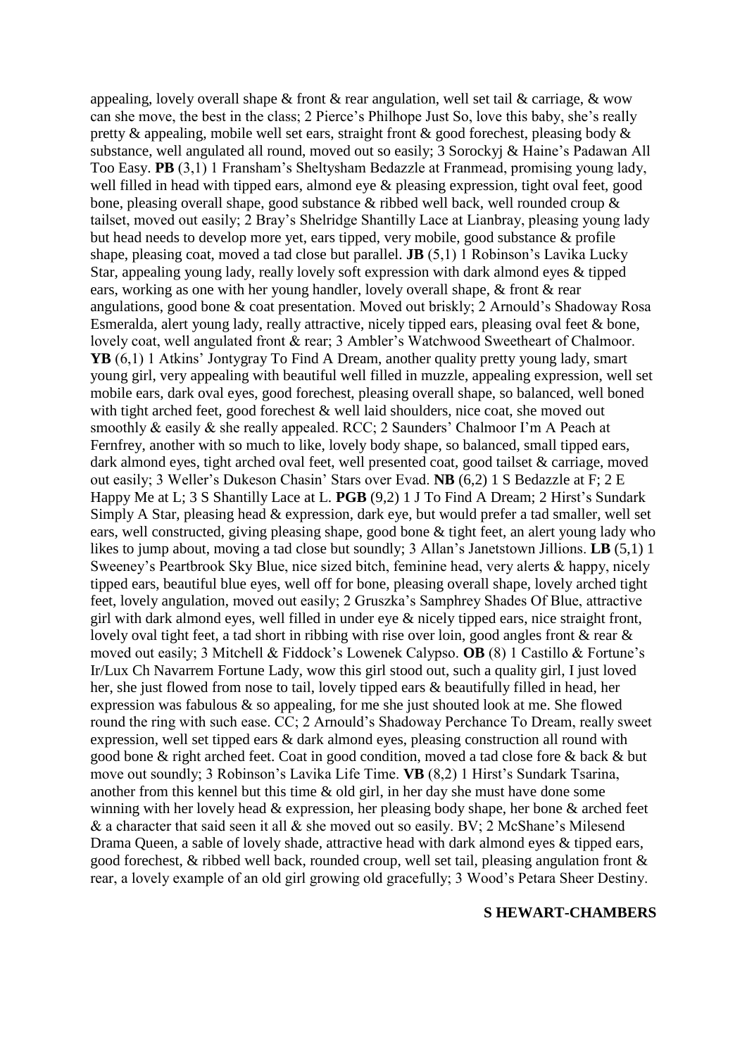appealing, lovely overall shape & front & rear angulation, well set tail & carriage, & wow can she move, the best in the class; 2 Pierce's Philhope Just So, love this baby, she's really pretty & appealing, mobile well set ears, straight front & good forechest, pleasing body & substance, well angulated all round, moved out so easily; 3 Sorockyj & Haine's Padawan All Too Easy. **PB** (3,1) 1 Fransham's Sheltysham Bedazzle at Franmead, promising young lady, well filled in head with tipped ears, almond eye & pleasing expression, tight oval feet, good bone, pleasing overall shape, good substance & ribbed well back, well rounded croup & tailset, moved out easily; 2 Bray's Shelridge Shantilly Lace at Lianbray, pleasing young lady but head needs to develop more yet, ears tipped, very mobile, good substance & profile shape, pleasing coat, moved a tad close but parallel. **JB** (5,1) 1 Robinson's Lavika Lucky Star, appealing young lady, really lovely soft expression with dark almond eyes & tipped ears, working as one with her young handler, lovely overall shape, & front & rear angulations, good bone & coat presentation. Moved out briskly; 2 Arnould's Shadoway Rosa Esmeralda, alert young lady, really attractive, nicely tipped ears, pleasing oval feet & bone, lovely coat, well angulated front & rear; 3 Ambler's Watchwood Sweetheart of Chalmoor. **YB** (6,1) 1 Atkins' Jontygray To Find A Dream, another quality pretty young lady, smart young girl, very appealing with beautiful well filled in muzzle, appealing expression, well set mobile ears, dark oval eyes, good forechest, pleasing overall shape, so balanced, well boned with tight arched feet, good forechest & well laid shoulders, nice coat, she moved out smoothly & easily & she really appealed. RCC; 2 Saunders' Chalmoor I'm A Peach at Fernfrey, another with so much to like, lovely body shape, so balanced, small tipped ears, dark almond eyes, tight arched oval feet, well presented coat, good tailset & carriage, moved out easily; 3 Weller's Dukeson Chasin' Stars over Evad. **NB** (6,2) 1 S Bedazzle at F; 2 E Happy Me at L; 3 S Shantilly Lace at L. **PGB** (9,2) 1 J To Find A Dream; 2 Hirst's Sundark Simply A Star, pleasing head & expression, dark eye, but would prefer a tad smaller, well set ears, well constructed, giving pleasing shape, good bone & tight feet, an alert young lady who likes to jump about, moving a tad close but soundly; 3 Allan's Janetstown Jillions. **LB** (5,1) 1 Sweeney's Peartbrook Sky Blue, nice sized bitch, feminine head, very alerts & happy, nicely tipped ears, beautiful blue eyes, well off for bone, pleasing overall shape, lovely arched tight feet, lovely angulation, moved out easily; 2 Gruszka's Samphrey Shades Of Blue, attractive girl with dark almond eyes, well filled in under eye & nicely tipped ears, nice straight front, lovely oval tight feet, a tad short in ribbing with rise over loin, good angles front & rear & moved out easily; 3 Mitchell & Fiddock's Lowenek Calypso. **OB** (8) 1 Castillo & Fortune's Ir/Lux Ch Navarrem Fortune Lady, wow this girl stood out, such a quality girl, I just loved her, she just flowed from nose to tail, lovely tipped ears & beautifully filled in head, her expression was fabulous & so appealing, for me she just shouted look at me. She flowed round the ring with such ease. CC; 2 Arnould's Shadoway Perchance To Dream, really sweet expression, well set tipped ears & dark almond eyes, pleasing construction all round with good bone & right arched feet. Coat in good condition, moved a tad close fore & back & but move out soundly; 3 Robinson's Lavika Life Time. **VB** (8,2) 1 Hirst's Sundark Tsarina, another from this kennel but this time & old girl, in her day she must have done some winning with her lovely head & expression, her pleasing body shape, her bone & arched feet & a character that said seen it all & she moved out so easily. BV; 2 McShane's Milesend Drama Queen, a sable of lovely shade, attractive head with dark almond eyes & tipped ears, good forechest, & ribbed well back, rounded croup, well set tail, pleasing angulation front & rear, a lovely example of an old girl growing old gracefully; 3 Wood's Petara Sheer Destiny.

**S HEWART-CHAMBERS**